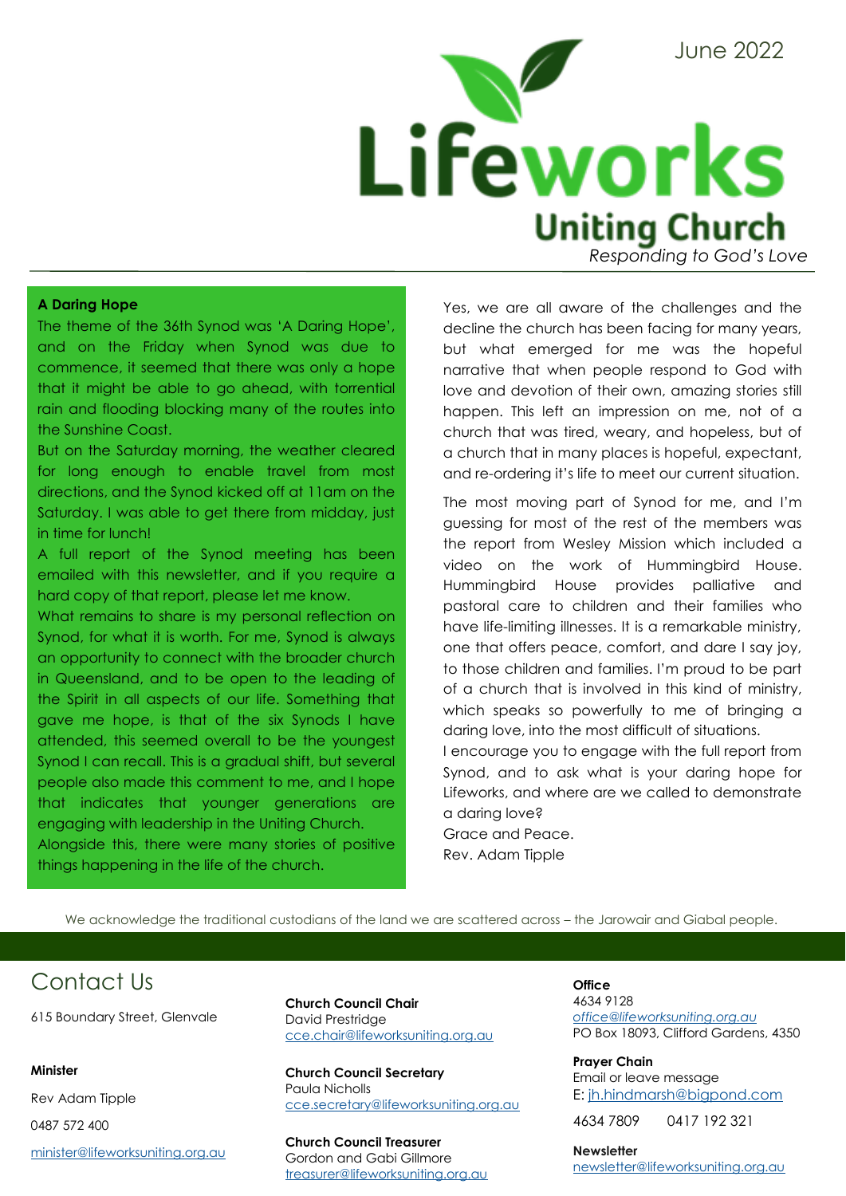June 2022

# Lifeworks Uniting Church

*Responding to God's Love*

---

**A Daring Hope**

The theme of the 36th Synod was 'A Daring Hope', and on the Friday when Synod was due to commence, it seemed that there was only a hope that it might be able to go ahead, with torrential rain and flooding blocking many of the routes into the Sunshine Coast.

But on the Saturday morning, the weather cleared for long enough to enable travel from most directions, and the Synod kicked off at 11am on the Saturday. I was able to get there from midday, just in time for lunch!

A full report of the Synod meeting has been emailed with this newsletter, and if you require a hard copy of that report, please let me know.

What remains to share is my personal reflection on Synod, for what it is worth. For me, Synod is always an opportunity to connect with the broader church in Queensland, and to be open to the leading of the Spirit in all aspects of our life. Something that gave me hope, is that of the six Synods I have attended, this seemed overall to be the youngest Synod I can recall. This is a gradual shift, but several people also made this comment to me, and I hope that indicates that younger generations are engaging with leadership in the Uniting Church.

Alongside this, there were many stories of positive things happening in the life of the church.

Yes, we are all aware of the challenges and the decline the church has been facing for many years, but what emerged for me was the hopeful narrative that when people respond to God with love and devotion of their own, amazing stories still happen. This left an impression on me, not of a church that was tired, weary, and hopeless, but of a church that in many places is hopeful, expectant, and re-ordering it's life to meet our current situation.

The most moving part of Synod for me, and I'm guessing for most of the rest of the members was the report from Wesley Mission which included a video on the work of Hummingbird House. Hummingbird House provides palliative and pastoral care to children and their families who have life-limiting illnesses. It is a remarkable ministry, one that offers peace, comfort, and dare I say joy, to those children and families. I'm proud to be part of a church that is involved in this kind of ministry, which speaks so powerfully to me of bringing a daring love, into the most difficult of situations.

I encourage you to engage with the full report from Synod, and to ask what is your daring hope for Lifeworks, and where are we called to demonstrate a daring love?

Grace and Peace.

Rev. Adam Tipple

We acknowledge the traditional custodians of the land we are scattered across – the Jarowair and Giabal people.

## Contact Us

615 Boundary Street, Glenvale

**Minister**

Rev Adam Tipple

0487 572 400

minister@lifeworksuniting.org.au

**Church Council Chair**
David Prestridge
cce.chair@lifeworksuniting.org.au

**Church Council Secretary**
Paula Nicholls
cce.secretary@lifeworksuniting.org.au

**Church Council Treasurer**
Gordon and Gabi Gillmore
treasurer@lifeworksuniting.org.au

**Office**
4634 9128
*office@lifeworksuniting.org.au*
PO Box 18093, Clifford Gardens, 4350

**Prayer Chain**
Email or leave message
E: jh.hindmarsh@bigpond.com

4634 7809 0417 192 321

**Newsletter**
newsletter@lifeworksuniting.org.au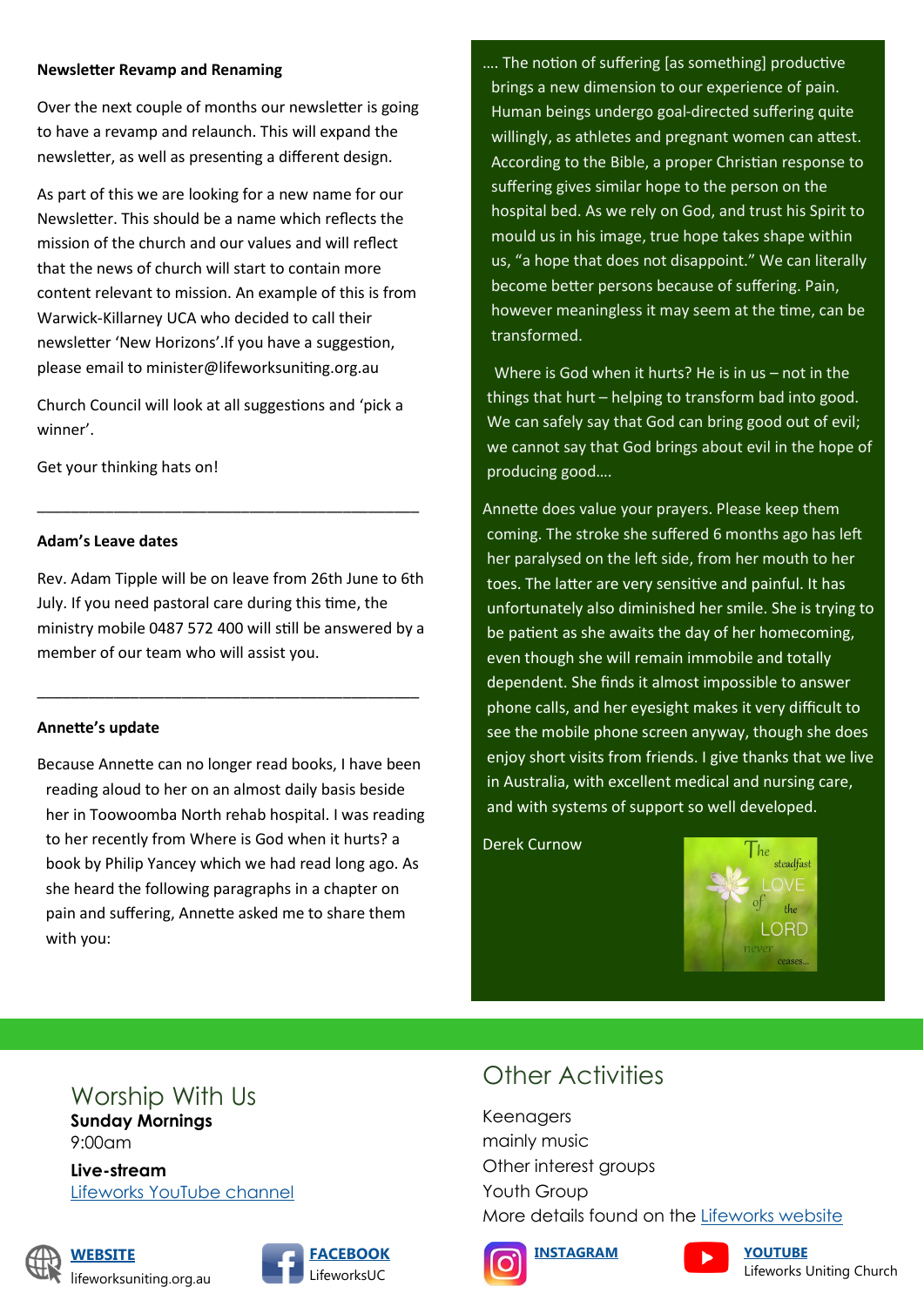### Newsletter Revamp and Renaming

Over the next couple of months our newsletter is going to have a revamp and relaunch. This will expand the newsletter, as well as presenting a different design.

As part of this we are looking for a new name for our Newsletter. This should be a name which reflects the mission of the church and our values and will reflect that the news of church will start to contain more content relevant to mission. An example of this is from Warwick-Killarney UCA who decided to call their newsletter 'New Horizons'.If you have a suggestion, please email to minister@lifeworksuniting.org.au

Church Council will look at all suggestions and 'pick a winner'.

Get your thinking hats on!

---

### Adam's Leave dates

Rev. Adam Tipple will be on leave from 26th June to 6th July. If you need pastoral care during this time, the ministry mobile 0487 572 400 will still be answered by a member of our team who will assist you.

---

### Annette's update

Because Annette can no longer read books, I have been reading aloud to her on an almost daily basis beside her in Toowoomba North rehab hospital. I was reading to her recently from Where is God when it hurts? a book by Philip Yancey which we had read long ago. As she heard the following paragraphs in a chapter on pain and suffering, Annette asked me to share them with you:

…. The notion of suffering [as something] productive brings a new dimension to our experience of pain. Human beings undergo goal-directed suffering quite willingly, as athletes and pregnant women can attest. According to the Bible, a proper Christian response to suffering gives similar hope to the person on the hospital bed. As we rely on God, and trust his Spirit to mould us in his image, true hope takes shape within us, "a hope that does not disappoint." We can literally become better persons because of suffering. Pain, however meaningless it may seem at the time, can be transformed.

Where is God when it hurts? He is in us – not in the things that hurt – helping to transform bad into good. We can safely say that God can bring good out of evil; we cannot say that God brings about evil in the hope of producing good….

Annette does value your prayers. Please keep them coming. The stroke she suffered 6 months ago has left her paralysed on the left side, from her mouth to her toes. The latter are very sensitive and painful. It has unfortunately also diminished her smile. She is trying to be patient as she awaits the day of her homecoming, even though she will remain immobile and totally dependent. She finds it almost impossible to answer phone calls, and her eyesight makes it very difficult to see the mobile phone screen anyway, though she does enjoy short visits from friends. I give thanks that we live in Australia, with excellent medical and nursing care, and with systems of support so well developed.

Derek Curnow

The steadfast LOVE of the LORD never ceases...

## Worship With Us

**Sunday Mornings**
9:00am

**Live-stream**
Lifeworks YouTube channel

## Other Activities

Keenagers
mainly music
Other interest groups
Youth Group
More details found on the Lifeworks website

**WEBSITE** lifeworksuniting.org.au

**FACEBOOK** LifeworksUC

**INSTAGRAM**

**YOUTUBE** Lifeworks Uniting Church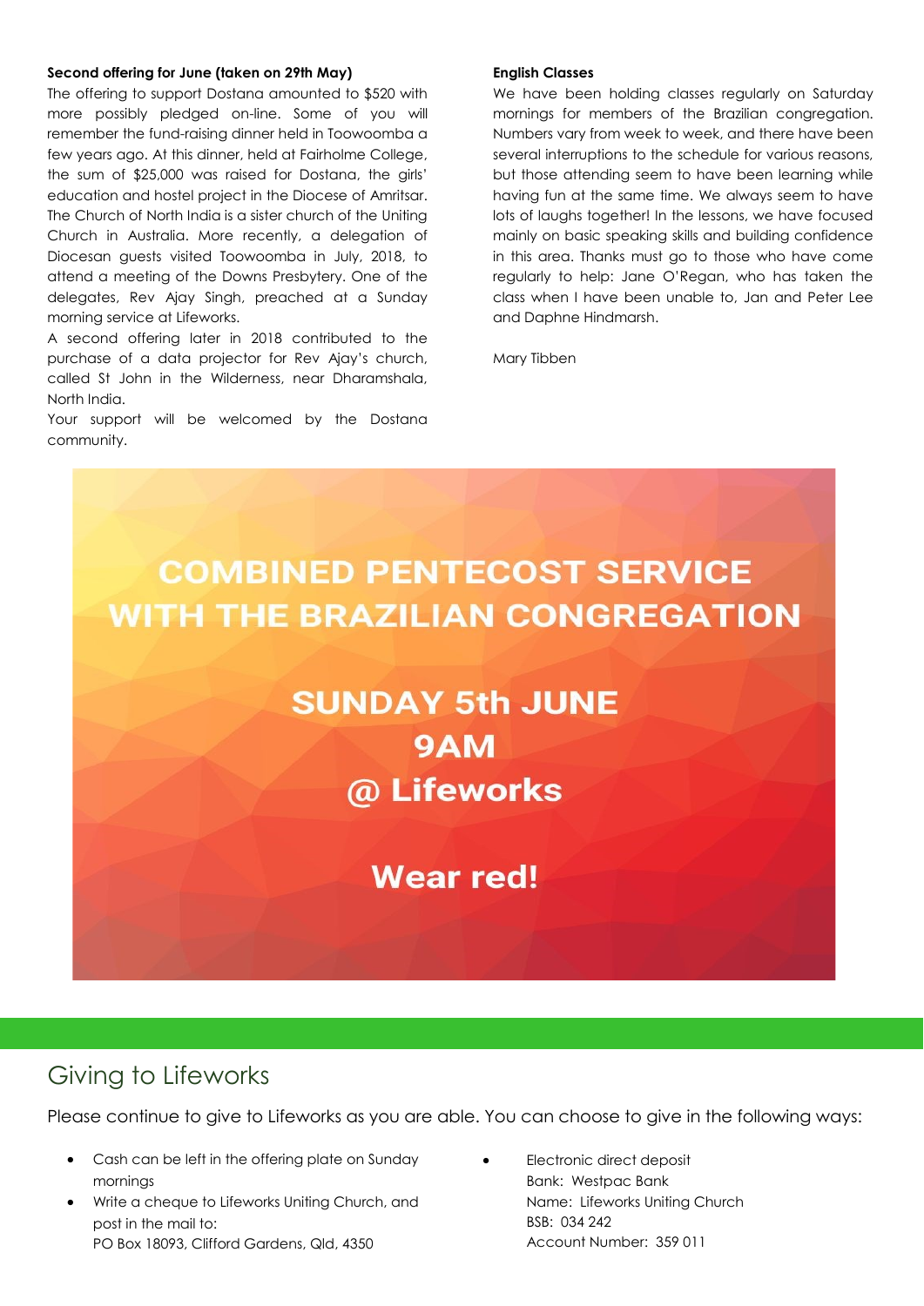**Second offering for June (taken on 29th May)**

The offering to support Dostana amounted to $520 with more possibly pledged on-line. Some of you will remember the fund-raising dinner held in Toowoomba a few years ago. At this dinner, held at Fairholme College, the sum of $25,000 was raised for Dostana, the girls' education and hostel project in the Diocese of Amritsar. The Church of North India is a sister church of the Uniting Church in Australia. More recently, a delegation of Diocesan guests visited Toowoomba in July, 2018, to attend a meeting of the Downs Presbytery. One of the delegates, Rev Ajay Singh, preached at a Sunday morning service at Lifeworks.

A second offering later in 2018 contributed to the purchase of a data projector for Rev Ajay's church, called St John in the Wilderness, near Dharamshala, North India.

Your support will be welcomed by the Dostana community.

**English Classes**

We have been holding classes regularly on Saturday mornings for members of the Brazilian congregation. Numbers vary from week to week, and there have been several interruptions to the schedule for various reasons, but those attending seem to have been learning while having fun at the same time. We always seem to have lots of laughs together! In the lessons, we have focused mainly on basic speaking skills and building confidence in this area. Thanks must go to those who have come regularly to help: Jane O'Regan, who has taken the class when I have been unable to, Jan and Peter Lee and Daphne Hindmarsh.

Mary Tibben

**COMBINED PENTECOST SERVICE WITH THE BRAZILIAN CONGREGATION**

**SUNDAY 5th JUNE**
**9AM**
**@ Lifeworks**

**Wear red!**

## Giving to Lifeworks

Please continue to give to Lifeworks as you are able. You can choose to give in the following ways:

- Cash can be left in the offering plate on Sunday mornings
- Write a cheque to Lifeworks Uniting Church, and post in the mail to:
  PO Box 18093, Clifford Gardens, Qld, 4350
- Electronic direct deposit
  Bank: Westpac Bank
  Name: Lifeworks Uniting Church
  BSB: 034 242
  Account Number: 359 011